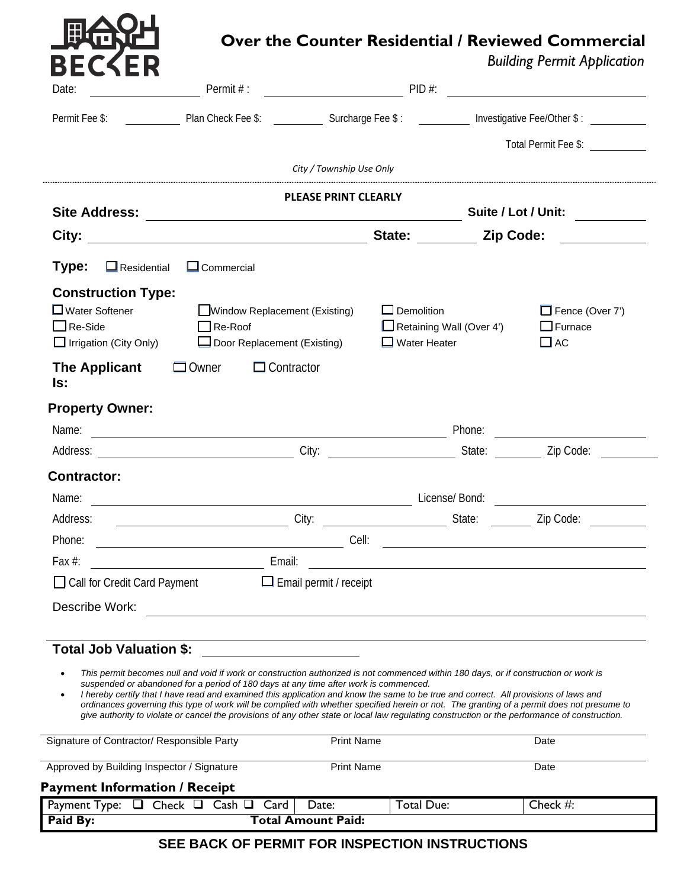BECKER

# Over the Counter Residential / Reviewed Commercial

*Building Permit Application*

Date: ____________ Permit # : ____________ PID #: ____________

Permit Fee $: ________ Plan Check Fee $: ________ Surcharge Fee $ : ________ Investigative Fee/Other $ : ________

Total Permit Fee $: ________

*City / Township Use Only*

---

**PLEASE PRINT CLEARLY**

**Site Address:** ____________________ **Suite / Lot / Unit:** ________

**City:** ____________________ **State:** ________ **Zip Code:** ________

**Type:** ☐ Residential ☐ Commercial

**Construction Type:**

| | | | |
|---|---|---|---|
| ☐ Water Softener | ☐ Window Replacement (Existing) | ☐ Demolition | ☐ Fence (Over 7') |
| ☐ Re-Side | ☐ Re-Roof | ☐ Retaining Wall (Over 4') | ☐ Furnace |
| ☐ Irrigation (City Only) | ☐ Door Replacement (Existing) | ☐ Water Heater | ☐ AC |

**The Applicant Is:** ☐ Owner ☐ Contractor

**Property Owner:**

Name: ____________________ Phone: ____________

Address: ____________ City: ____________ State: ______ Zip Code: ______

**Contractor:**

Name: ____________________ License/ Bond: ____________

Address: ____________ City: ____________ State: ______ Zip Code: ______

Phone: ____________ Cell: ____________

Fax #: ____________ Email: ____________

☐ Call for Credit Card Payment ☐ Email permit / receipt

Describe Work: ____________________________________________

**Total Job Valuation $:** ____________

- *This permit becomes null and void if work or construction authorized is not commenced within 180 days, or if construction or work is suspended or abandoned for a period of 180 days at any time after work is commenced.*
- *I hereby certify that I have read and examined this application and know the same to be true and correct. All provisions of laws and ordinances governing this type of work will be complied with whether specified herein or not. The granting of a permit does not presume to give authority to violate or cancel the provisions of any other state or local law regulating construction or the performance of construction.*

Signature of Contractor/ Responsible Party ____________ Print Name ____________ Date ____________

Approved by Building Inspector / Signature ____________ Print Name ____________ Date ____________

**Payment Information / Receipt**

| Payment Type: ☐ Check ☐ Cash ☐ Card | Date: | Total Due: | Check #: |
|---|---|---|---|
| **Paid By:** | **Total Amount Paid:** | | |

**SEE BACK OF PERMIT FOR INSPECTION INSTRUCTIONS**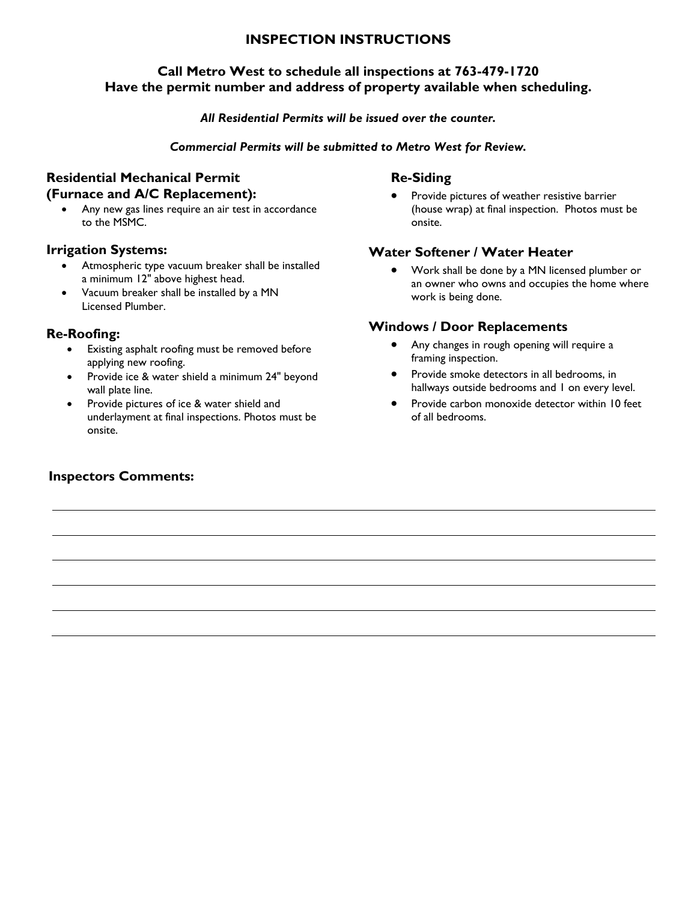# INSPECTION INSTRUCTIONS

**Call Metro West to schedule all inspections at 763-479-1720**
**Have the permit number and address of property available when scheduling.**

***All Residential Permits will be issued over the counter.***

***Commercial Permits will be submitted to Metro West for Review.***

### Residential Mechanical Permit (Furnace and A/C Replacement):

- Any new gas lines require an air test in accordance to the MSMC.

### Irrigation Systems:

- Atmospheric type vacuum breaker shall be installed a minimum 12" above highest head.
- Vacuum breaker shall be installed by a MN Licensed Plumber.

### Re-Roofing:

- Existing asphalt roofing must be removed before applying new roofing.
- Provide ice & water shield a minimum 24" beyond wall plate line.
- Provide pictures of ice & water shield and underlayment at final inspections. Photos must be onsite.

### Re-Siding

- Provide pictures of weather resistive barrier (house wrap) at final inspection. Photos must be onsite.

### Water Softener / Water Heater

- Work shall be done by a MN licensed plumber or an owner who owns and occupies the home where work is being done.

### Windows / Door Replacements

- Any changes in rough opening will require a framing inspection.
- Provide smoke detectors in all bedrooms, in hallways outside bedrooms and 1 on every level.
- Provide carbon monoxide detector within 10 feet of all bedrooms.

### Inspectors Comments:

______________________________________________________________________

______________________________________________________________________

______________________________________________________________________

______________________________________________________________________

______________________________________________________________________

______________________________________________________________________